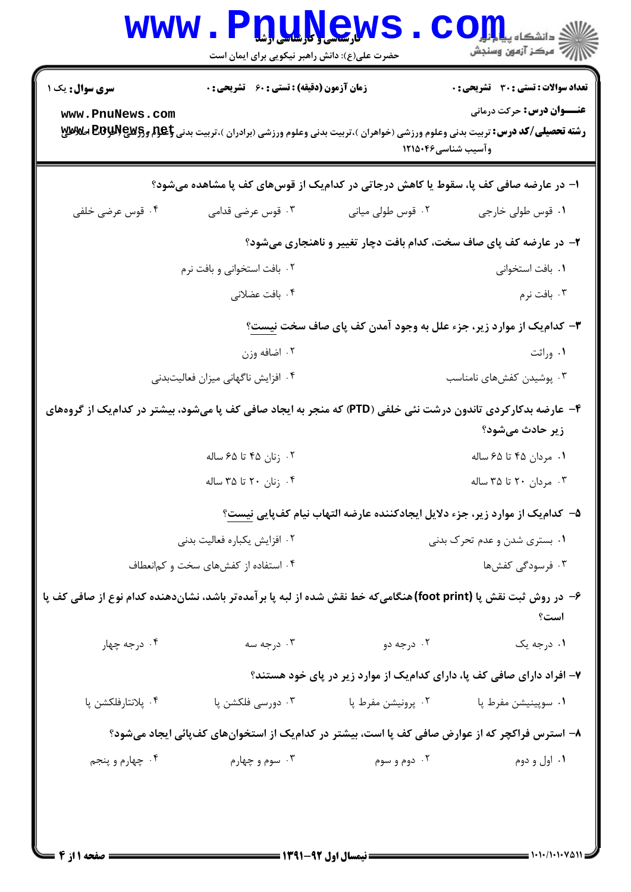**سری سوال:** یک ۱

**زمان آزمون (دقیقه) : تستی : ۶۰ تشریحی : ۰**

**تعداد سوالات : تستی : ۳۰ تشریحی : ۰**

**عنـــوان درس:** حرکت درمانی

**رشته تحصیلی/کد درس:** تربیت بدنی وعلوم ورزشی (خواهران )،تربیت بدنی وعلوم ورزشی (برادران )،تربیت بدنی وعلوم ورزشی (حرکات اصلاحی وآسیب شناسی۱۲۱۵۰۴۶

۱- در عارضه صافی کف پا، سقوط یا کاهش درجاتی در کدام‌یک از قوس‌های کف پا مشاهده می‌شود؟

۱. قوس طولی خارجی
۲. قوس طولی میانی
۳. قوس عرضی قدامی
۴. قوس عرضی خلفی

۲- در عارضه کف پای صاف سخت، کدام بافت دچار تغییر و ناهنجاری می‌شود؟

۱. بافت استخوانی
۲. بافت استخوانی و بافت نرم
۳. بافت نرم
۴. بافت عضلانی

۳- کدام‌یک از موارد زیر، جزء علل به وجود آمدن کف پای صاف سخت نیست؟

۱. وراثت
۲. اضافه وزن
۳. پوشیدن کفش‌های نامناسب
۴. افزایش ناگهانی میزان فعالیت‌بدنی

۴- عارضه بدکارکردی تاندون درشت نئی خلفی (PTD) که منجر به ایجاد صافی کف پا می‌شود، بیشتر در کدام‌یک از گروه‌های زیر حادث می‌شود؟

۱. مردان ۴۵ تا ۶۵ ساله
۲. زنان ۴۵ تا ۶۵ ساله
۳. مردان ۲۰ تا ۳۵ ساله
۴. زنان ۲۰ تا ۳۵ ساله

۵- کدام‌یک از موارد زیر، جزء دلایل ایجادکننده عارضه التهاب نیام کف‌پایی نیست؟

۱. بستری شدن و عدم تحرک بدنی
۲. افزایش یکباره فعالیت بدنی
۳. فرسودگی کفش‌ها
۴. استفاده از کفش‌های سخت و کم‌انعطاف

۶- در روش ثبت نقش پا (foot print) هنگامی‌که خط نقش شده از لبه پا برآمده‌تر باشد، نشان‌دهنده کدام نوع از صافی کف پا است؟

۱. درجه یک
۲. درجه دو
۳. درجه سه
۴. درجه چهار

۷- افراد دارای صافی کف پا، دارای کدام‌یک از موارد زیر در پای خود هستند؟

۱. سوپینیشن مفرط پا
۲. پرونیشن مفرط پا
۳. دورسی فلکشن پا
۴. پلانتارفلکشن پا

۸- استرس فراکچر که از عوارض صافی کف پا است، بیشتر در کدام‌یک از استخوان‌های کف‌پائی ایجاد می‌شود؟

۱. اول و دوم
۲. دوم و سوم
۳. سوم و چهارم
۴. چهارم و پنجم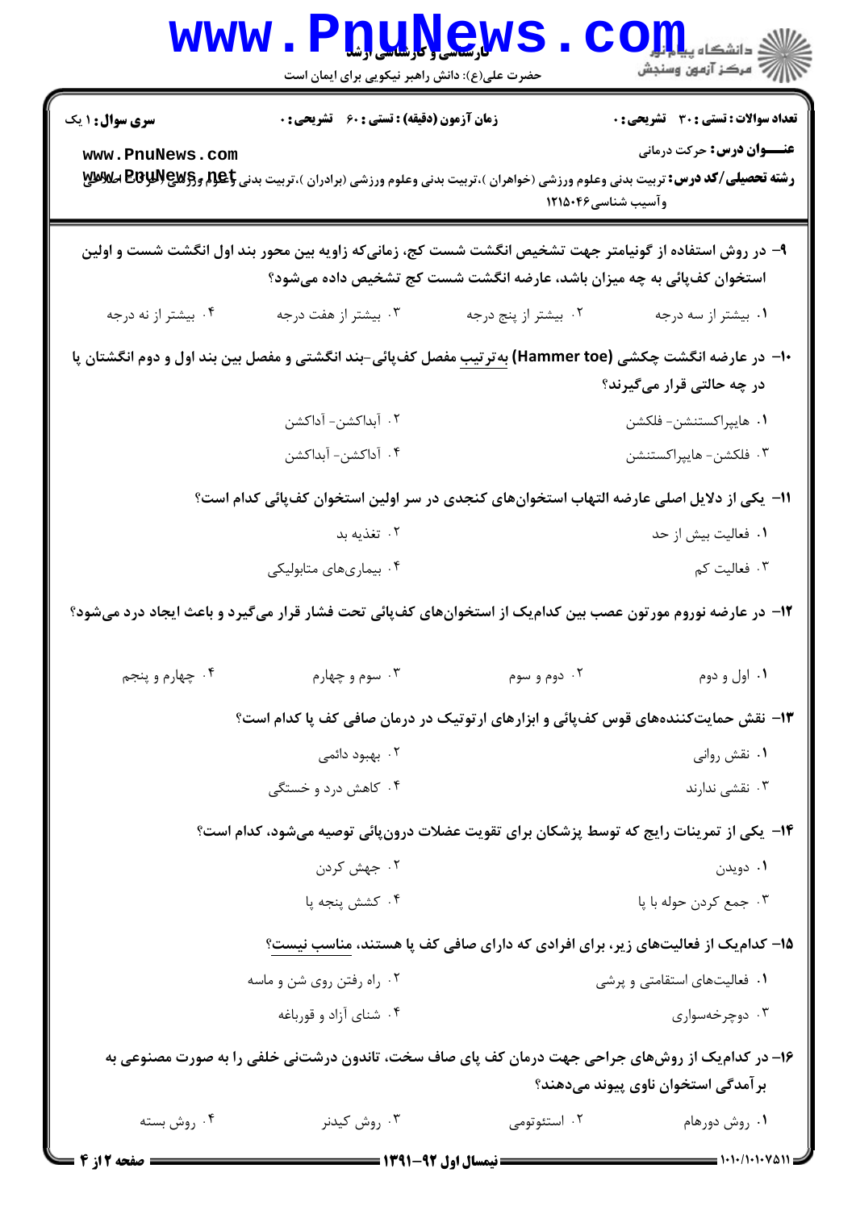۹- در روش استفاده از گونیامتر جهت تشخیص انگشت شست کج، زمانی‌که زاویه بین محور بند اول انگشت شست و اولین استخوان کف‌پائی به چه میزان باشد، عارضه انگشت شست کج تشخیص داده می‌شود؟

۱. بیشتر از سه درجه
۲. بیشتر از پنج درجه
۳. بیشتر از هفت درجه
۴. بیشتر از نه درجه

۱۰- در عارضه انگشت چکشی (Hammer toe) به‌ترتیب مفصل کف‌پائی-بند انگشتی و مفصل بین بند اول و دوم انگشتان پا در چه حالتی قرار می‌گیرند؟

۱. هایپراکستنشن- فلکشن
۲. آبداکشن- آداکشن
۳. فلکشن- هایپراکستنشن
۴. آداکشن- آبداکشن

۱۱- یکی از دلایل اصلی عارضه التهاب استخوان‌های کنجدی در سر اولین استخوان کف‌پائی کدام است؟

۱. فعالیت بیش از حد
۲. تغذیه بد
۳. فعالیت کم
۴. بیماری‌های متابولیکی

۱۲- در عارضه نوروم مورتون عصب بین کدام‌یک از استخوان‌های کف‌پائی تحت فشار قرار می‌گیرد و باعث ایجاد درد می‌شود؟

۱. اول و دوم
۲. دوم و سوم
۳. سوم و چهارم
۴. چهارم و پنجم

۱۳- نقش حمایت‌کننده‌های قوس کف‌پائی و ابزارهای ارتوتیک در درمان صافی کف پا کدام است؟

۱. نقش روانی
۲. بهبود دائمی
۳. نقشی ندارند
۴. کاهش درد و خستگی

۱۴- یکی از تمرینات رایج که توسط پزشکان برای تقویت عضلات درون‌پائی توصیه می‌شود، کدام است؟

۱. دویدن
۲. جهش کردن
۳. جمع کردن حوله با پا
۴. کشش پنجه پا

۱۵- کدام‌یک از فعالیت‌های زیر، برای افرادی که دارای صافی کف پا هستند، مناسب نیست؟

۱. فعالیت‌های استقامتی و پرشی
۲. راه رفتن روی شن و ماسه
۳. دوچرخه‌سواری
۴. شنای آزاد و قورباغه

۱۶- در کدام‌یک از روش‌های جراحی جهت درمان کف پای صاف سخت، تاندون درشت‌نی خلفی را به صورت مصنوعی به برآمدگی استخوان ناوی پیوند می‌دهند؟

۱. روش دورهام
۲. استئوتومی
۳. روش کیدنر
۴. روش بسته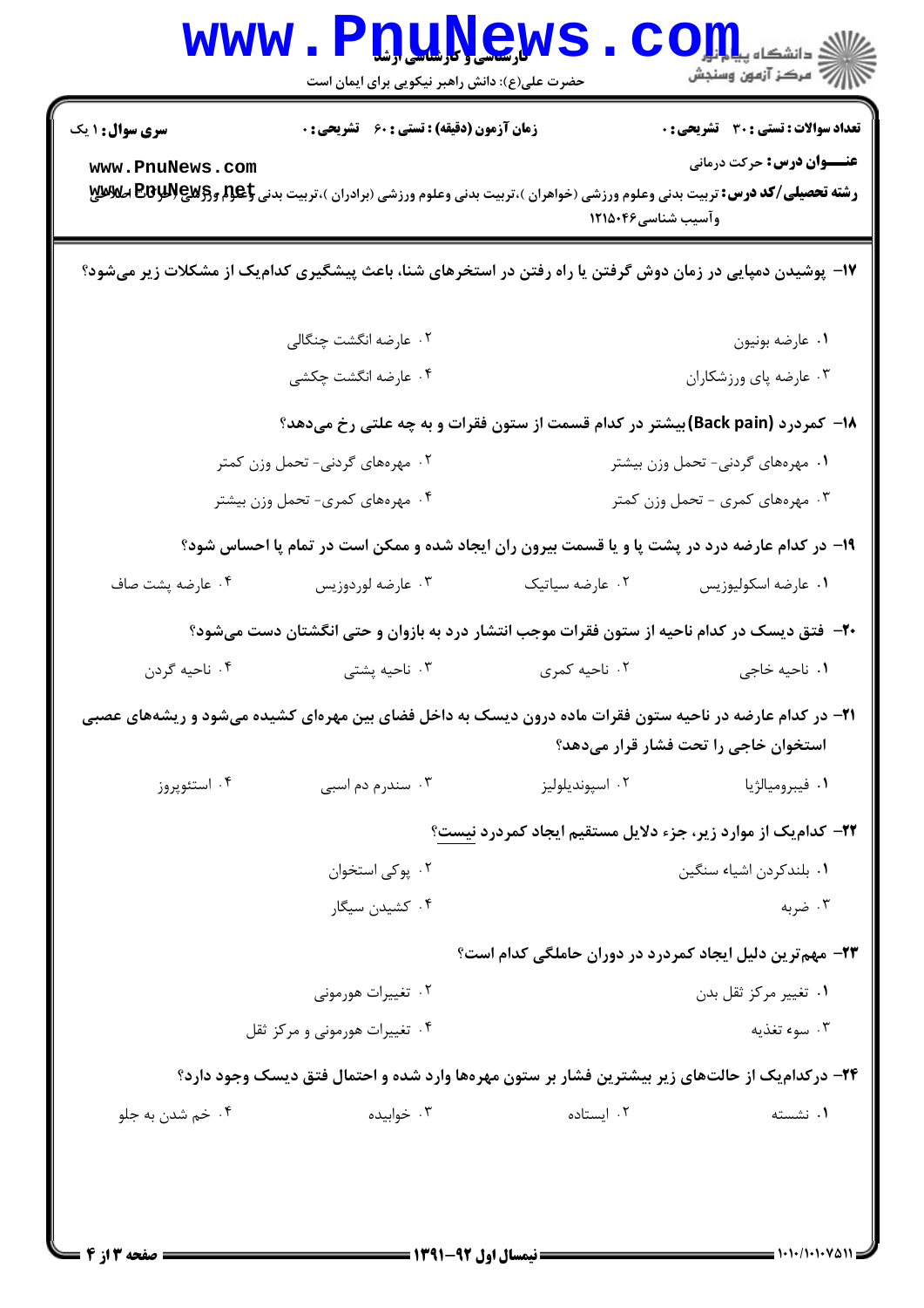**سری سوال:** ۱ یک

**زمان آزمون (دقیقه) : تستی : ۶۰ تشریحی : ۰**

**تعداد سوالات : تستی : ۳۰ تشریحی : ۰**

**عنـــوان درس:** حرکت درمانی

**رشته تحصیلی/کد درس:** تربیت بدنی وعلوم ورزشی (خواهران )،تربیت بدنی وعلوم ورزشی (برادران )،تربیت بدنی وعلوم ورزشی (حرکات اصلاحی وآسیب شناسی۱۲۱۵۰۴۶

۱۷- پوشیدن دمپایی در زمان دوش گرفتن یا راه رفتن در استخرهای شنا، باعث پیشگیری کدام‌یک از مشکلات زیر می‌شود؟

۱. عارضه بونیون
۲. عارضه انگشت چنگالی
۳. عارضه پای ورزشکاران
۴. عارضه انگشت چکشی

۱۸- کمردرد (Back pain) بیشتر در کدام قسمت از ستون فقرات و به چه علتی رخ می‌دهد؟

۱. مهره‌های گردنی- تحمل وزن بیشتر
۲. مهره‌های گردنی- تحمل وزن کمتر
۳. مهره‌های کمری - تحمل وزن کمتر
۴. مهره‌های کمری- تحمل وزن بیشتر

۱۹- در کدام عارضه درد در پشت پا و یا قسمت بیرون ران ایجاد شده و ممکن است در تمام پا احساس شود؟

۱. عارضه اسکولیوزیس
۲. عارضه سیاتیک
۳. عارضه لوردوزیس
۴. عارضه پشت صاف

۲۰- فتق دیسک در کدام ناحیه از ستون فقرات موجب انتشار درد به بازوان و حتی انگشتان دست می‌شود؟

۱. ناحیه خاجی
۲. ناحیه کمری
۳. ناحیه پشتی
۴. ناحیه گردن

۲۱- در کدام عارضه در ناحیه ستون فقرات ماده درون دیسک به داخل فضای بین مهره‌ای کشیده می‌شود و ریشه‌های عصبی استخوان خاجی را تحت فشار قرار می‌دهد؟

۱. فیبرومیالژیا
۲. اسپوندیلولیز
۳. سندرم دم اسبی
۴. استئوپروز

۲۲- کدام‌یک از موارد زیر، جزء دلایل مستقیم ایجاد کمردرد نیست؟

۱. بلندکردن اشیاء سنگین
۲. پوکی استخوان
۳. ضربه
۴. کشیدن سیگار

۲۳- مهم‌ترین دلیل ایجاد کمردرد در دوران حاملگی کدام است؟

۱. تغییر مرکز ثقل بدن
۲. تغییرات هورمونی
۳. سوء تغذیه
۴. تغییرات هورمونی و مرکز ثقل

۲۴- درکدام‌یک از حالت‌های زیر بیشترین فشار بر ستون مهره‌ها وارد شده و احتمال فتق دیسک وجود دارد؟

۱. نشسته
۲. ایستاده
۳. خوابیده
۴. خم شدن به جلو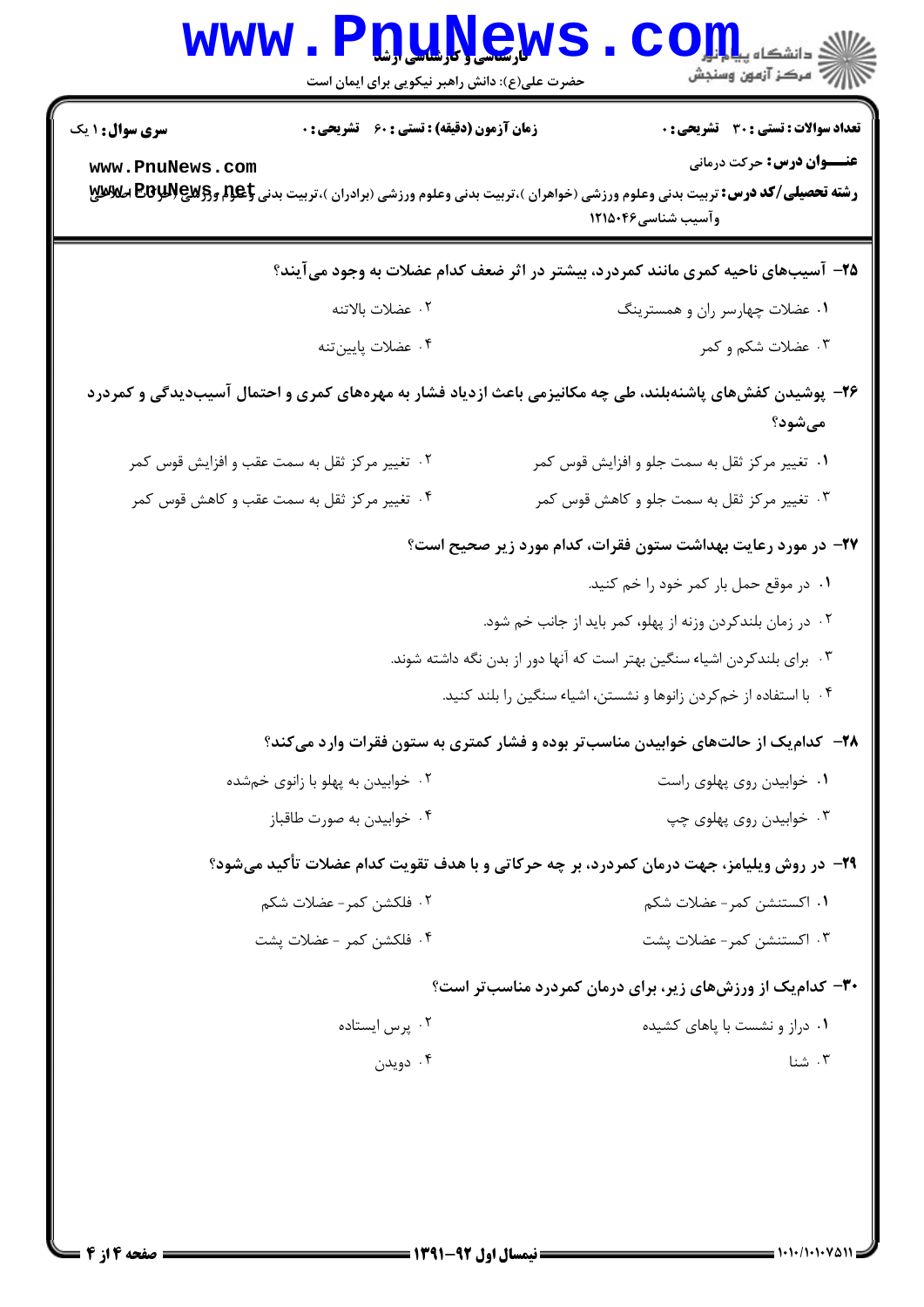**تعداد سوالات : تستی : ۳۰ تشریحی : ۰** | **زمان آزمون (دقیقه) : تستی : ۶۰ تشریحی : ۰** | **سری سوال : ۱ یک**

**عنـــوان درس:** حرکت درمانی

**رشته تحصیلی/کد درس:** تربیت بدنی وعلوم ورزشی (خواهران )،تربیت بدنی وعلوم ورزشی (برادران )،تربیت بدنی وعلوم ورزشی (حرکات اصلاحی وآسیب شناسی۱۲۱۵۰۴۶

**۲۵- آسیب‌های ناحیه کمری مانند کمردرد، بیشتر در اثر ضعف کدام عضلات به وجود می‌آیند؟**

۱. عضلات چهارسر ران و همسترینگ

۲. عضلات بالاتنه

۳. عضلات شکم و کمر

۴. عضلات پایین‌تنه

**۲۶- پوشیدن کفش‌های پاشنه‌بلند، طی چه مکانیزمی باعث ازدیاد فشار به مهره‌های کمری و احتمال آسیب‌دیدگی و کمردرد می‌شود؟**

۱. تغییر مرکز ثقل به سمت جلو و افزایش قوس کمر

۲. تغییر مرکز ثقل به سمت عقب و افزایش قوس کمر

۳. تغییر مرکز ثقل به سمت جلو و کاهش قوس کمر

۴. تغییر مرکز ثقل به سمت عقب و کاهش قوس کمر

**۲۷- در مورد رعایت بهداشت ستون فقرات، کدام مورد زیر صحیح است؟**

۱. در موقع حمل بار کمر خود را خم کنید.

۲. در زمان بلندکردن وزنه از پهلو، کمر باید از جانب خم شود.

۳. برای بلندکردن اشیاء سنگین بهتر است که آنها دور از بدن نگه داشته شوند.

۴. با استفاده از خم‌کردن زانوها و نشستن، اشیاء سنگین را بلند کنید.

**۲۸- کدام‌یک از حالت‌های خوابیدن مناسب‌تر بوده و فشار کمتری به ستون فقرات وارد می‌کند؟**

۱. خوابیدن روی پهلوی راست

۲. خوابیدن به پهلو با زانوی خم‌شده

۳. خوابیدن روی پهلوی چپ

۴. خوابیدن به صورت طاقباز

**۲۹- در روش ویلیامز، جهت درمان کمردرد، بر چه حرکاتی و با هدف تقویت کدام عضلات تأکید می‌شود؟**

۱. اکستنشن کمر- عضلات شکم

۲. فلکشن کمر- عضلات شکم

۳. اکستنشن کمر- عضلات پشت

۴. فلکشن کمر - عضلات پشت

**۳۰- کدام‌یک از ورزش‌های زیر، برای درمان کمردرد مناسب‌تر است؟**

۱. دراز و نشست با پاهای کشیده

۲. پرس ایستاده

۳. شنا

۴. دویدن